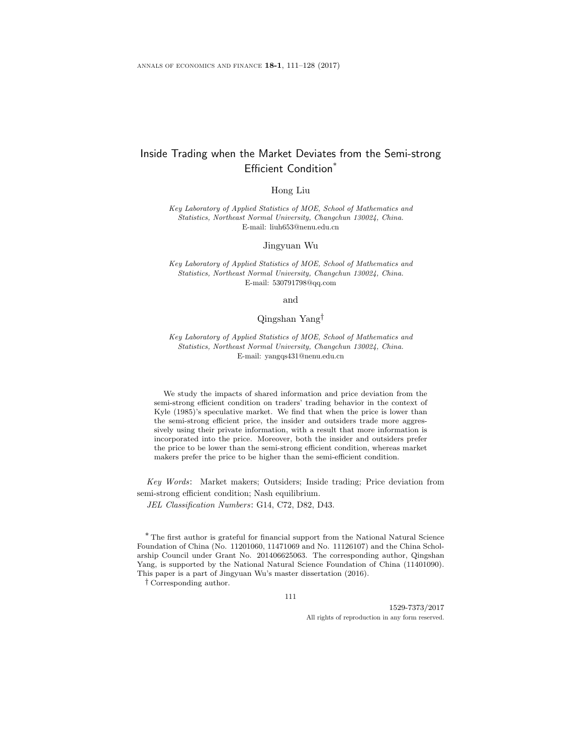# Inside Trading when the Market Deviates from the Semi-strong Efficient Condition*

Hong Liu

*Key Laboratory of Applied Statistics of MOE, School of Mathematics and Statistics, Northeast Normal University, Changchun 130024, China.*
E-mail: liuh653@nenu.edu.cn

Jingyuan Wu

*Key Laboratory of Applied Statistics of MOE, School of Mathematics and Statistics, Northeast Normal University, Changchun 130024, China.*
E-mail: 530791798@qq.com

and

Qingshan Yang†

*Key Laboratory of Applied Statistics of MOE, School of Mathematics and Statistics, Northeast Normal University, Changchun 130024, China.*
E-mail: yangqs431@nenu.edu.cn

We study the impacts of shared information and price deviation from the semi-strong efficient condition on traders' trading behavior in the context of Kyle (1985)'s speculative market. We find that when the price is lower than the semi-strong efficient price, the insider and outsiders trade more aggressively using their private information, with a result that more information is incorporated into the price. Moreover, both the insider and outsiders prefer the price to be lower than the semi-strong efficient condition, whereas market makers prefer the price to be higher than the semi-efficient condition.

*Key Words*: Market makers; Outsiders; Inside trading; Price deviation from semi-strong efficient condition; Nash equilibrium.

*JEL Classification Numbers*: G14, C72, D82, D43.

* The first author is grateful for financial support from the National Natural Science Foundation of China (No. 11201060, 11471069 and No. 11126107) and the China Scholarship Council under Grant No. 201406625063. The corresponding author, Qingshan Yang, is supported by the National Natural Science Foundation of China (11401090). This paper is a part of Jingyuan Wu's master dissertation (2016).

† Corresponding author.

1529-7373/2017
All rights of reproduction in any form reserved.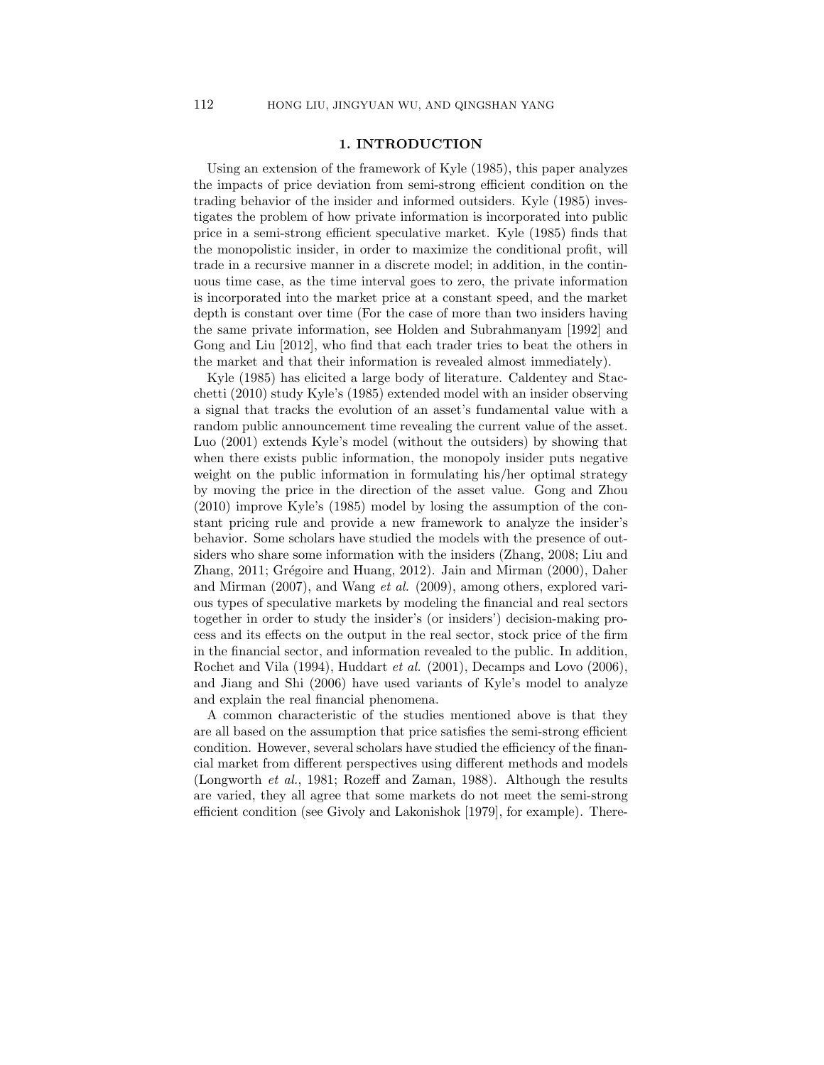## 1. INTRODUCTION

Using an extension of the framework of Kyle (1985), this paper analyzes the impacts of price deviation from semi-strong efficient condition on the trading behavior of the insider and informed outsiders. Kyle (1985) investigates the problem of how private information is incorporated into public price in a semi-strong efficient speculative market. Kyle (1985) finds that the monopolistic insider, in order to maximize the conditional profit, will trade in a recursive manner in a discrete model; in addition, in the continuous time case, as the time interval goes to zero, the private information is incorporated into the market price at a constant speed, and the market depth is constant over time (For the case of more than two insiders having the same private information, see Holden and Subrahmanyam [1992] and Gong and Liu [2012], who find that each trader tries to beat the others in the market and that their information is revealed almost immediately).

Kyle (1985) has elicited a large body of literature. Caldentey and Stacchetti (2010) study Kyle's (1985) extended model with an insider observing a signal that tracks the evolution of an asset's fundamental value with a random public announcement time revealing the current value of the asset. Luo (2001) extends Kyle's model (without the outsiders) by showing that when there exists public information, the monopoly insider puts negative weight on the public information in formulating his/her optimal strategy by moving the price in the direction of the asset value. Gong and Zhou (2010) improve Kyle's (1985) model by losing the assumption of the constant pricing rule and provide a new framework to analyze the insider's behavior. Some scholars have studied the models with the presence of outsiders who share some information with the insiders (Zhang, 2008; Liu and Zhang, 2011; Grégoire and Huang, 2012). Jain and Mirman (2000), Daher and Mirman (2007), and Wang *et al.* (2009), among others, explored various types of speculative markets by modeling the financial and real sectors together in order to study the insider's (or insiders') decision-making process and its effects on the output in the real sector, stock price of the firm in the financial sector, and information revealed to the public. In addition, Rochet and Vila (1994), Huddart *et al.* (2001), Decamps and Lovo (2006), and Jiang and Shi (2006) have used variants of Kyle's model to analyze and explain the real financial phenomena.

A common characteristic of the studies mentioned above is that they are all based on the assumption that price satisfies the semi-strong efficient condition. However, several scholars have studied the efficiency of the financial market from different perspectives using different methods and models (Longworth *et al.*, 1981; Rozeff and Zaman, 1988). Although the results are varied, they all agree that some markets do not meet the semi-strong efficient condition (see Givoly and Lakonishok [1979], for example). There-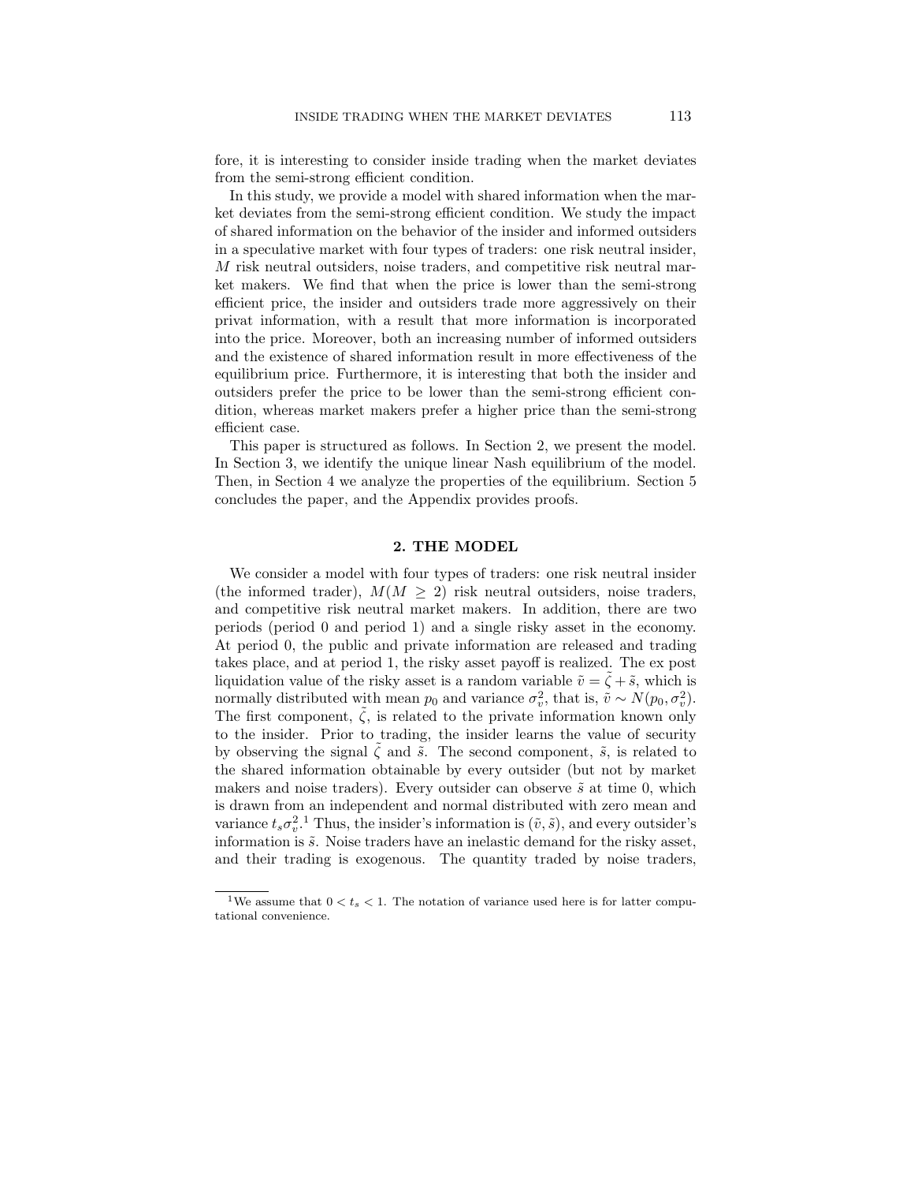fore, it is interesting to consider inside trading when the market deviates from the semi-strong efficient condition.

In this study, we provide a model with shared information when the market deviates from the semi-strong efficient condition. We study the impact of shared information on the behavior of the insider and informed outsiders in a speculative market with four types of traders: one risk neutral insider, $M$ risk neutral outsiders, noise traders, and competitive risk neutral market makers. We find that when the price is lower than the semi-strong efficient price, the insider and outsiders trade more aggressively on their privat information, with a result that more information is incorporated into the price. Moreover, both an increasing number of informed outsiders and the existence of shared information result in more effectiveness of the equilibrium price. Furthermore, it is interesting that both the insider and outsiders prefer the price to be lower than the semi-strong efficient condition, whereas market makers prefer a higher price than the semi-strong efficient case.

This paper is structured as follows. In Section 2, we present the model. In Section 3, we identify the unique linear Nash equilibrium of the model. Then, in Section 4 we analyze the properties of the equilibrium. Section 5 concludes the paper, and the Appendix provides proofs.

## 2. THE MODEL

We consider a model with four types of traders: one risk neutral insider (the informed trader), $M(M \geq 2)$ risk neutral outsiders, noise traders, and competitive risk neutral market makers. In addition, there are two periods (period 0 and period 1) and a single risky asset in the economy. At period 0, the public and private information are released and trading takes place, and at period 1, the risky asset payoff is realized. The ex post liquidation value of the risky asset is a random variable $\tilde{v} = \tilde{\zeta} + \tilde{s}$, which is normally distributed with mean $p_0$ and variance $\sigma_v^2$, that is, $\tilde{v} \sim N(p_0, \sigma_v^2)$. The first component, $\tilde{\zeta}$, is related to the private information known only to the insider. Prior to trading, the insider learns the value of security by observing the signal $\tilde{\zeta}$ and $\tilde{s}$. The second component, $\tilde{s}$, is related to the shared information obtainable by every outsider (but not by market makers and noise traders). Every outsider can observe $\tilde{s}$ at time 0, which is drawn from an independent and normal distributed with zero mean and variance $t_s\sigma_v^2$.[1] Thus, the insider's information is $(\tilde{v}, \tilde{s})$, and every outsider's information is $\tilde{s}$. Noise traders have an inelastic demand for the risky asset, and their trading is exogenous. The quantity traded by noise traders,

[1] We assume that $0 < t_s < 1$. The notation of variance used here is for latter computational convenience.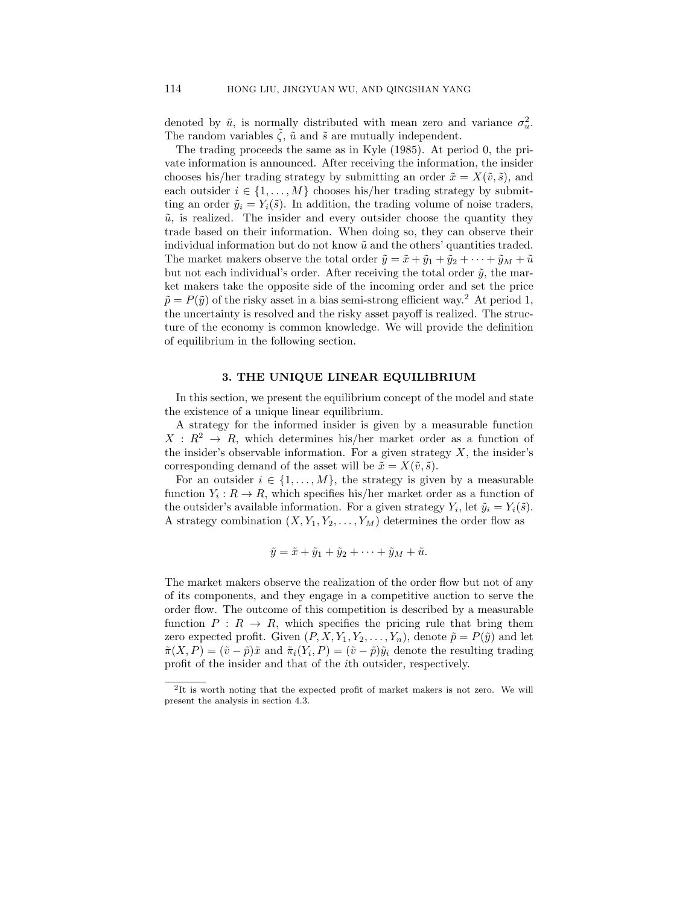denoted by $\tilde{u}$, is normally distributed with mean zero and variance $\sigma_u^2$. The random variables $\tilde{\zeta}$, $\tilde{u}$ and $\tilde{s}$ are mutually independent.

The trading proceeds the same as in Kyle (1985). At period 0, the private information is announced. After receiving the information, the insider chooses his/her trading strategy by submitting an order $\tilde{x} = X(\tilde{v}, \tilde{s})$, and each outsider $i \in \{1, \ldots, M\}$ chooses his/her trading strategy by submitting an order $\tilde{y}_i = Y_i(\tilde{s})$. In addition, the trading volume of noise traders, $\tilde{u}$, is realized. The insider and every outsider choose the quantity they trade based on their information. When doing so, they can observe their individual information but do not know $\tilde{u}$ and the others' quantities traded. The market makers observe the total order $\tilde{y} = \tilde{x} + \tilde{y}_1 + \tilde{y}_2 + \cdots + \tilde{y}_M + \tilde{u}$ but not each individual's order. After receiving the total order $\tilde{y}$, the market makers take the opposite side of the incoming order and set the price $\tilde{p} = P(\tilde{y})$ of the risky asset in a bias semi-strong efficient way.[2] At period 1, the uncertainty is resolved and the risky asset payoff is realized. The structure of the economy is common knowledge. We will provide the definition of equilibrium in the following section.

## 3. THE UNIQUE LINEAR EQUILIBRIUM

In this section, we present the equilibrium concept of the model and state the existence of a unique linear equilibrium.

A strategy for the informed insider is given by a measurable function $X : R^2 \to R$, which determines his/her market order as a function of the insider's observable information. For a given strategy $X$, the insider's corresponding demand of the asset will be $\tilde{x} = X(\tilde{v}, \tilde{s})$.

For an outsider $i \in \{1, \ldots, M\}$, the strategy is given by a measurable function $Y_i : R \to R$, which specifies his/her market order as a function of the outsider's available information. For a given strategy $Y_i$, let $\tilde{y}_i = Y_i(\tilde{s})$. A strategy combination $(X, Y_1, Y_2, \ldots, Y_M)$ determines the order flow as

$$\tilde{y} = \tilde{x} + \tilde{y}_1 + \tilde{y}_2 + \cdots + \tilde{y}_M + \tilde{u}.$$

The market makers observe the realization of the order flow but not of any of its components, and they engage in a competitive auction to serve the order flow. The outcome of this competition is described by a measurable function $P : R \to R$, which specifies the pricing rule that bring them zero expected profit. Given $(P, X, Y_1, Y_2, \ldots, Y_n)$, denote $\tilde{p} = P(\tilde{y})$ and let $\tilde{\pi}(X, P) = (\tilde{v} - \tilde{p})\tilde{x}$ and $\tilde{\pi}_i(Y_i, P) = (\tilde{v} - \tilde{p})\tilde{y}_i$ denote the resulting trading profit of the insider and that of the $i$th outsider, respectively.

---

[2] It is worth noting that the expected profit of market makers is not zero. We will present the analysis in section 4.3.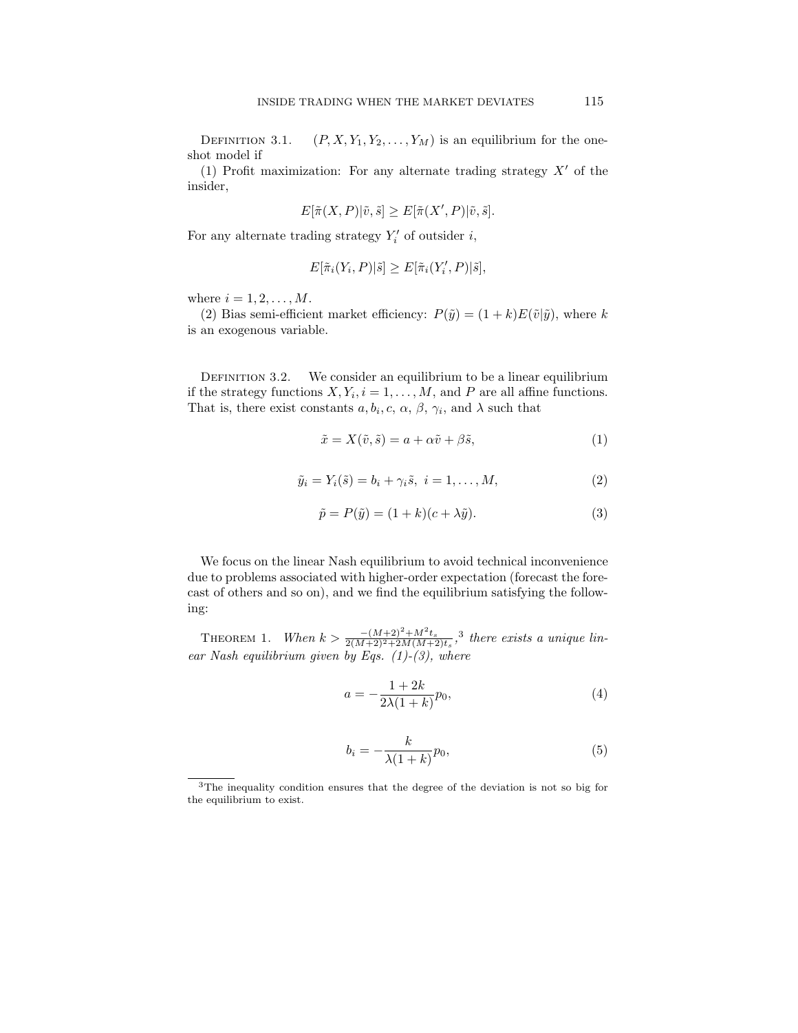Definition 3.1. $(P, X, Y_1, Y_2, \ldots, Y_M)$ is an equilibrium for the one-shot model if

(1) Profit maximization: For any alternate trading strategy $X'$ of the insider,

$$E[\tilde{\pi}(X, P)|\tilde{v}, \tilde{s}] \geq E[\tilde{\pi}(X', P)|\tilde{v}, \tilde{s}].$$

For any alternate trading strategy $Y_i'$ of outsider $i$,

$$E[\tilde{\pi}_i(Y_i, P)|\tilde{s}] \geq E[\tilde{\pi}_i(Y_i', P)|\tilde{s}],$$

where $i = 1, 2, \ldots, M$.

(2) Bias semi-efficient market efficiency: $P(\tilde{y}) = (1+k)E(\tilde{v}|\tilde{y})$, where $k$ is an exogenous variable.

Definition 3.2. We consider an equilibrium to be a linear equilibrium if the strategy functions $X, Y_i, i = 1, \ldots, M$, and $P$ are all affine functions. That is, there exist constants $a, b_i, c$, $\alpha$, $\beta$, $\gamma_i$, and $\lambda$ such that

$$\tilde{x} = X(\tilde{v}, \tilde{s}) = a + \alpha\tilde{v} + \beta\tilde{s}, \tag{1}$$

$$\tilde{y}_i = Y_i(\tilde{s}) = b_i + \gamma_i\tilde{s}, \ i = 1, \ldots, M, \tag{2}$$

$$\tilde{p} = P(\tilde{y}) = (1+k)(c + \lambda\tilde{y}). \tag{3}$$

We focus on the linear Nash equilibrium to avoid technical inconvenience due to problems associated with higher-order expectation (forecast the forecast of others and so on), and we find the equilibrium satisfying the following:

Theorem 1. *When $k > \frac{-(M+2)^2 + M^2 t_s}{2(M+2)^2 + 2M(M+2)t_s}$,*[3] *there exists a unique linear Nash equilibrium given by Eqs. (1)-(3), where*

$$a = -\frac{1+2k}{2\lambda(1+k)}p_0, \tag{4}$$

$$b_i = -\frac{k}{\lambda(1+k)}p_0, \tag{5}$$

[3] The inequality condition ensures that the degree of the deviation is not so big for the equilibrium to exist.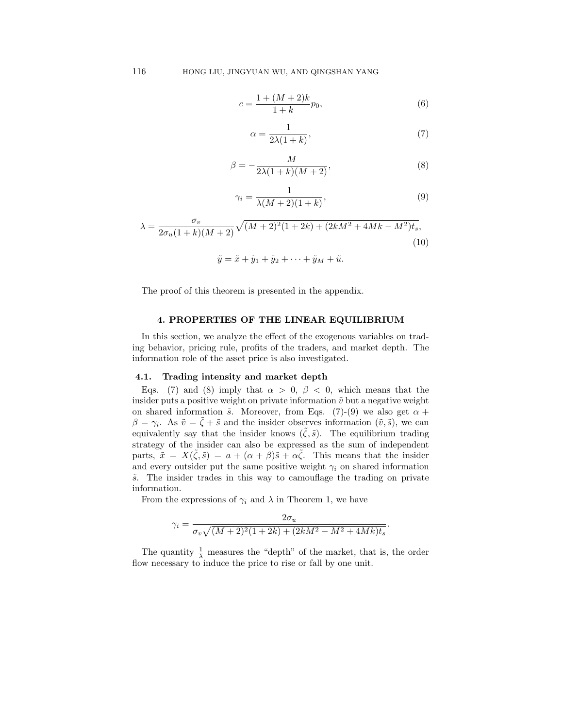$$c = \frac{1 + (M+2)k}{1+k} p_0, \tag{6}$$

$$\alpha = \frac{1}{2\lambda(1+k)}, \tag{7}$$

$$\beta = -\frac{M}{2\lambda(1+k)(M+2)}, \tag{8}$$

$$\gamma_i = \frac{1}{\lambda(M+2)(1+k)}, \tag{9}$$

$$\lambda = \frac{\sigma_v}{2\sigma_u(1+k)(M+2)} \sqrt{(M+2)^2(1+2k) + (2kM^2 + 4Mk - M^2)t_s}, \tag{10}$$

$$\tilde{y} = \tilde{x} + \tilde{y}_1 + \tilde{y}_2 + \cdots + \tilde{y}_M + \tilde{u}.$$

The proof of this theorem is presented in the appendix.

## 4. PROPERTIES OF THE LINEAR EQUILIBRIUM

In this section, we analyze the effect of the exogenous variables on trading behavior, pricing rule, profits of the traders, and market depth. The information role of the asset price is also investigated.

### 4.1. Trading intensity and market depth

Eqs. (7) and (8) imply that $\alpha > 0$, $\beta < 0$, which means that the insider puts a positive weight on private information $\tilde{v}$ but a negative weight on shared information $\tilde{s}$. Moreover, from Eqs. (7)-(9) we also get $\alpha + \beta = \gamma_i$. As $\tilde{v} = \tilde{\zeta} + \tilde{s}$ and the insider observes information $(\tilde{v}, \tilde{s})$, we can equivalently say that the insider knows $(\tilde{\zeta}, \tilde{s})$. The equilibrium trading strategy of the insider can also be expressed as the sum of independent parts, $\tilde{x} = X(\tilde{\zeta}, \tilde{s}) = a + (\alpha + \beta)\tilde{s} + \alpha\tilde{\zeta}$. This means that the insider and every outsider put the same positive weight $\gamma_i$ on shared information $\tilde{s}$. The insider trades in this way to camouflage the trading on private information.

From the expressions of $\gamma_i$ and $\lambda$ in Theorem 1, we have

$$\gamma_i = \frac{2\sigma_u}{\sigma_v\sqrt{(M+2)^2(1+2k) + (2kM^2 - M^2 + 4Mk)t_s}}.$$

The quantity $\frac{1}{\lambda}$ measures the "depth" of the market, that is, the order flow necessary to induce the price to rise or fall by one unit.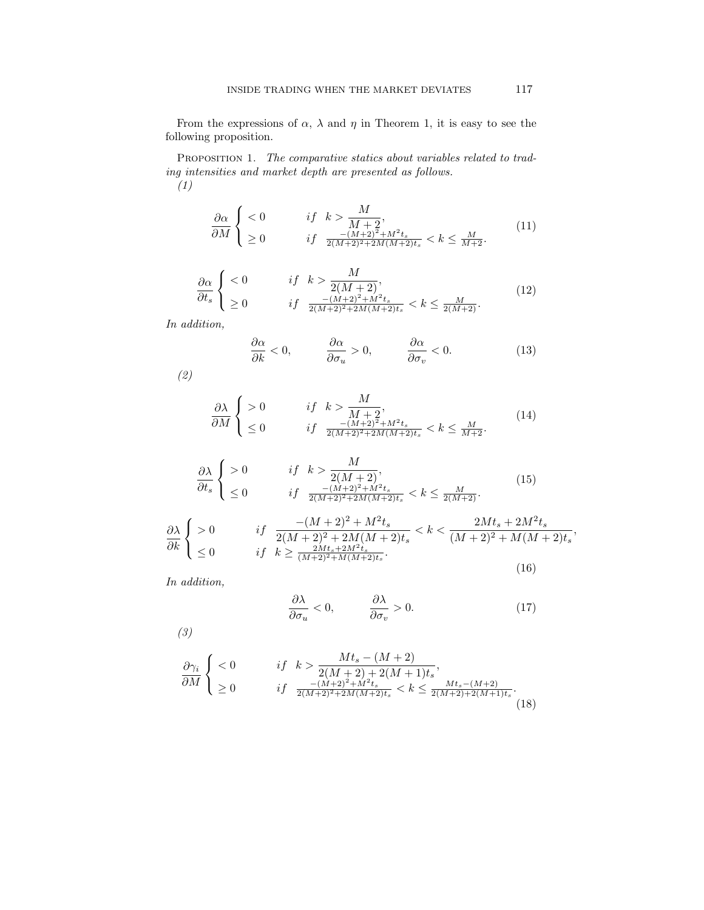From the expressions of $\alpha$, $\lambda$ and $\eta$ in Theorem 1, it is easy to see the following proposition.

PROPOSITION 1. *The comparative statics about variables related to trading intensities and market depth are presented as follows.*

*(1)*

$$\frac{\partial \alpha}{\partial M} \begin{cases} < 0 & if \quad k > \dfrac{M}{M+2}, \\ \geq 0 & if \quad \frac{-(M+2)^2 + M^2 t_s}{2(M+2)^2 + 2M(M+2)t_s} < k \leq \frac{M}{M+2}. \end{cases} \tag{11}$$

$$\frac{\partial \alpha}{\partial t_s} \begin{cases} < 0 & if \quad k > \dfrac{M}{2(M+2)}, \\ \geq 0 & if \quad \frac{-(M+2)^2 + M^2 t_s}{2(M+2)^2 + 2M(M+2)t_s} < k \leq \frac{M}{2(M+2)}. \end{cases} \tag{12}$$

*In addition,*

$$\frac{\partial \alpha}{\partial k} < 0, \qquad \frac{\partial \alpha}{\partial \sigma_u} > 0, \qquad \frac{\partial \alpha}{\partial \sigma_v} < 0. \tag{13}$$

*(2)*

$$\frac{\partial \lambda}{\partial M} \begin{cases} > 0 & if \quad k > \dfrac{M}{M+2}, \\ \leq 0 & if \quad \frac{-(M+2)^2 + M^2 t_s}{2(M+2)^2 + 2M(M+2)t_s} < k \leq \frac{M}{M+2}. \end{cases} \tag{14}$$

$$\frac{\partial \lambda}{\partial t_s} \begin{cases} > 0 & if \quad k > \dfrac{M}{2(M+2)}, \\ \leq 0 & if \quad \frac{-(M+2)^2 + M^2 t_s}{2(M+2)^2 + 2M(M+2)t_s} < k \leq \frac{M}{2(M+2)}. \end{cases} \tag{15}$$

$$\frac{\partial \lambda}{\partial k} \begin{cases} > 0 & if \quad \dfrac{-(M+2)^2 + M^2 t_s}{2(M+2)^2 + 2M(M+2)t_s} < k < \dfrac{2Mt_s + 2M^2 t_s}{(M+2)^2 + M(M+2)t_s}, \\ \leq 0 & if \quad k \geq \frac{2Mt_s + 2M^2 t_s}{(M+2)^2 + M(M+2)t_s}. \end{cases} \tag{16}$$

*In addition,*

$$\frac{\partial \lambda}{\partial \sigma_u} < 0, \qquad \frac{\partial \lambda}{\partial \sigma_v} > 0. \tag{17}$$

*(3)*

$$\frac{\partial \gamma_i}{\partial M} \begin{cases} < 0 & if \quad k > \dfrac{Mt_s - (M+2)}{2(M+2) + 2(M+1)t_s}, \\ \geq 0 & if \quad \frac{-(M+2)^2 + M^2 t_s}{2(M+2)^2 + 2M(M+2)t_s} < k \leq \frac{Mt_s - (M+2)}{2(M+2) + 2(M+1)t_s}. \end{cases} \tag{18}$$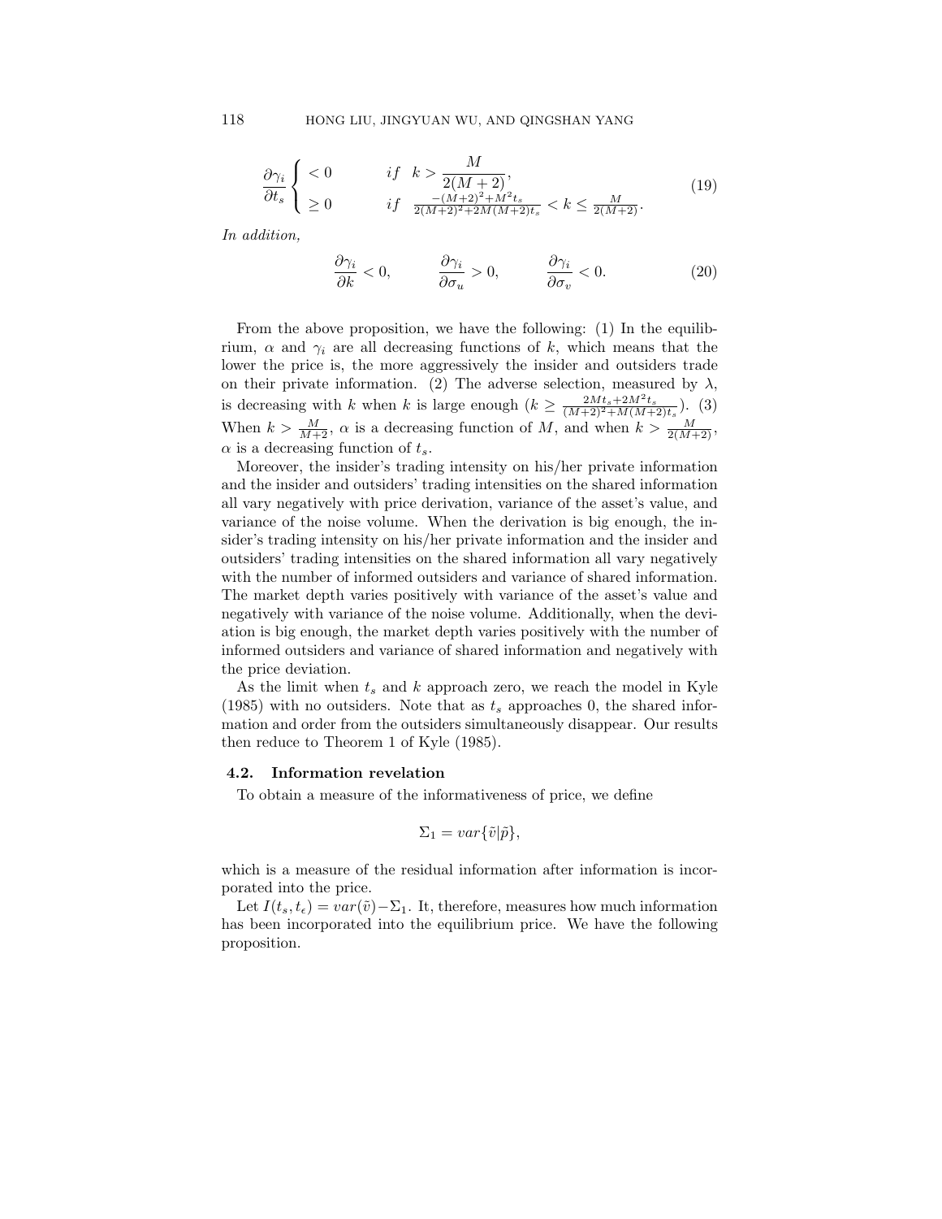$$
\frac{\partial \gamma_i}{\partial t_s} \begin{cases} < 0 & if \quad k > \dfrac{M}{2(M+2)}, \\ \geq 0 & if \quad \frac{-(M+2)^2 + M^2 t_s}{2(M+2)^2 + 2M(M+2)t_s} < k \leq \frac{M}{2(M+2)}. \end{cases} \tag{19}
$$

*In addition,*

$$
\frac{\partial \gamma_i}{\partial k} < 0, \qquad \frac{\partial \gamma_i}{\partial \sigma_u} > 0, \qquad \frac{\partial \gamma_i}{\partial \sigma_v} < 0. \tag{20}
$$

From the above proposition, we have the following: (1) In the equilibrium, $\alpha$ and $\gamma_i$ are all decreasing functions of $k$, which means that the lower the price is, the more aggressively the insider and outsiders trade on their private information. (2) The adverse selection, measured by $\lambda$, is decreasing with $k$ when $k$ is large enough ($k \geq \frac{2Mt_s + 2M^2 t_s}{(M+2)^2 + M(M+2)t_s}$). (3) When $k > \frac{M}{M+2}$, $\alpha$ is a decreasing function of $M$, and when $k > \frac{M}{2(M+2)}$, $\alpha$ is a decreasing function of $t_s$.

Moreover, the insider's trading intensity on his/her private information and the insider and outsiders' trading intensities on the shared information all vary negatively with price derivation, variance of the asset's value, and variance of the noise volume. When the derivation is big enough, the insider's trading intensity on his/her private information and the insider and outsiders' trading intensities on the shared information all vary negatively with the number of informed outsiders and variance of shared information. The market depth varies positively with variance of the asset's value and negatively with variance of the noise volume. Additionally, when the deviation is big enough, the market depth varies positively with the number of informed outsiders and variance of shared information and negatively with the price deviation.

As the limit when $t_s$ and $k$ approach zero, we reach the model in Kyle (1985) with no outsiders. Note that as $t_s$ approaches 0, the shared information and order from the outsiders simultaneously disappear. Our results then reduce to Theorem 1 of Kyle (1985).

### 4.2. Information revelation

To obtain a measure of the informativeness of price, we define

$$
\Sigma_1 = var\{\tilde{v}|\tilde{p}\},
$$

which is a measure of the residual information after information is incorporated into the price.

Let $I(t_s, t_\epsilon) = var(\tilde{v}) - \Sigma_1$. It, therefore, measures how much information has been incorporated into the equilibrium price. We have the following proposition.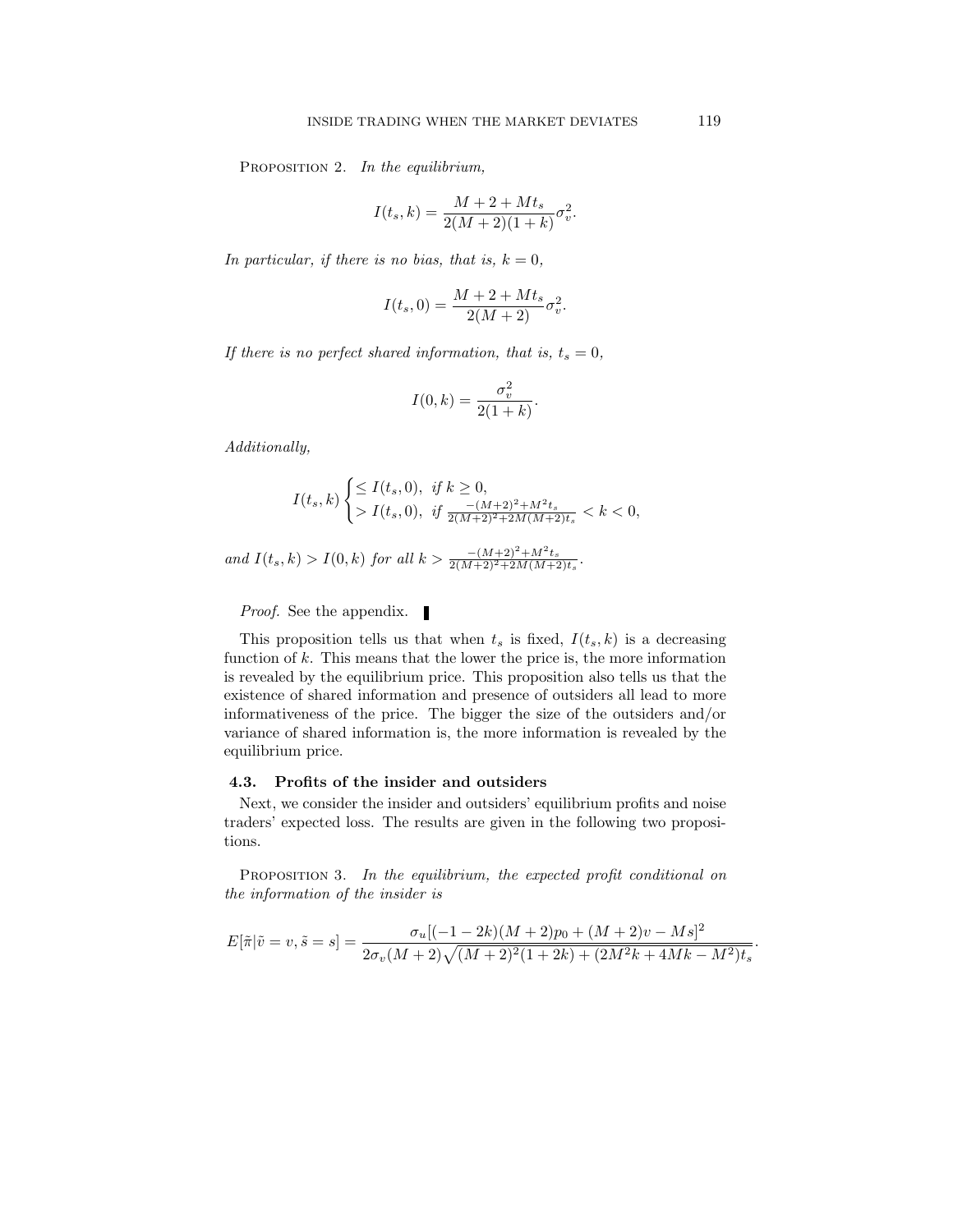Proposition 2. *In the equilibrium,*

$$I(t_s, k) = \frac{M + 2 + Mt_s}{2(M+2)(1+k)}\sigma_v^2.$$

*In particular, if there is no bias, that is, $k = 0$,*

$$I(t_s, 0) = \frac{M + 2 + Mt_s}{2(M+2)}\sigma_v^2.$$

*If there is no perfect shared information, that is, $t_s = 0$,*

$$I(0, k) = \frac{\sigma_v^2}{2(1+k)}.$$

*Additionally,*

$$I(t_s, k) \begin{cases} \leq I(t_s, 0), & \text{if } k \geq 0, \\ > I(t_s, 0), & \text{if } \frac{-(M+2)^2 + M^2 t_s}{2(M+2)^2 + 2M(M+2)t_s} < k < 0, \end{cases}$$

*and $I(t_s, k) > I(0, k)$ for all $k > \frac{-(M+2)^2 + M^2 t_s}{2(M+2)^2 + 2M(M+2)t_s}$.*

*Proof.* See the appendix. ∎

This proposition tells us that when $t_s$ is fixed, $I(t_s, k)$ is a decreasing function of $k$. This means that the lower the price is, the more information is revealed by the equilibrium price. This proposition also tells us that the existence of shared information and presence of outsiders all lead to more informativeness of the price. The bigger the size of the outsiders and/or variance of shared information is, the more information is revealed by the equilibrium price.

### 4.3. Profits of the insider and outsiders

Next, we consider the insider and outsiders' equilibrium profits and noise traders' expected loss. The results are given in the following two propositions.

Proposition 3. *In the equilibrium, the expected profit conditional on the information of the insider is*

$$E[\tilde{\pi} | \tilde{v} = v, \tilde{s} = s] = \frac{\sigma_u[(-1-2k)(M+2)p_0 + (M+2)v - Ms]^2}{2\sigma_v(M+2)\sqrt{(M+2)^2(1+2k) + (2M^2k + 4Mk - M^2)t_s}}.$$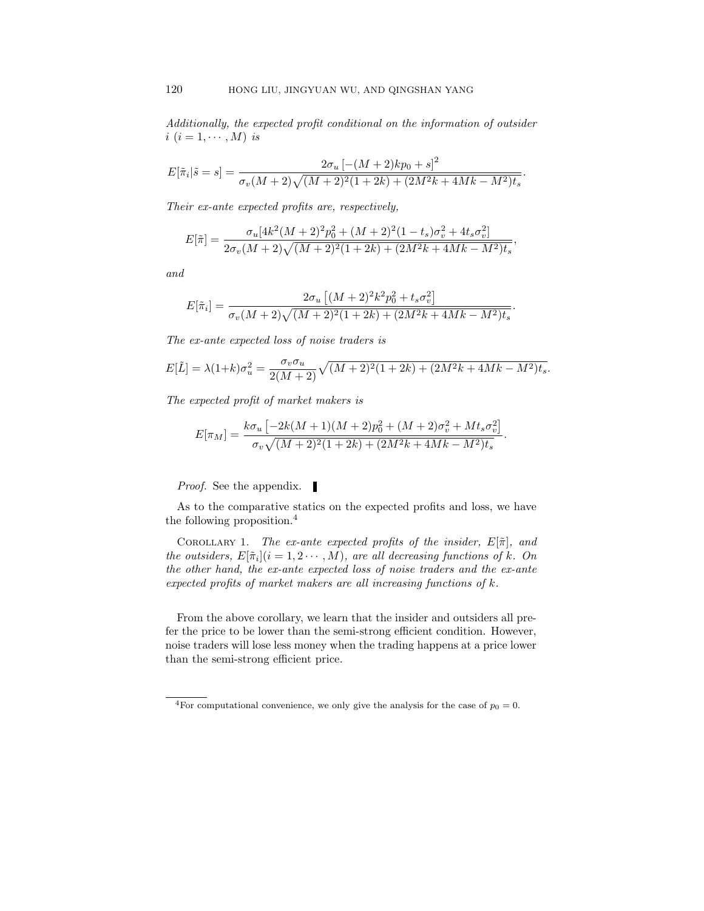*Additionally, the expected profit conditional on the information of outsider $i$ $(i = 1, \cdots, M)$ is*

$$E[\tilde{\pi}_i|\tilde{s} = s] = \frac{2\sigma_u\left[-(M+2)kp_0 + s\right]^2}{\sigma_v(M+2)\sqrt{(M+2)^2(1+2k) + (2M^2k + 4Mk - M^2)t_s}}.$$

*Their ex-ante expected profits are, respectively,*

$$E[\tilde{\pi}] = \frac{\sigma_u[4k^2(M+2)^2p_0^2 + (M+2)^2(1-t_s)\sigma_v^2 + 4t_s\sigma_v^2]}{2\sigma_v(M+2)\sqrt{(M+2)^2(1+2k) + (2M^2k + 4Mk - M^2)t_s}},$$

*and*

$$E[\tilde{\pi}_i] = \frac{2\sigma_u\left[(M+2)^2k^2p_0^2 + t_s\sigma_v^2\right]}{\sigma_v(M+2)\sqrt{(M+2)^2(1+2k) + (2M^2k + 4Mk - M^2)t_s}}.$$

*The ex-ante expected loss of noise traders is*

$$E[\tilde{L}] = \lambda(1+k)\sigma_u^2 = \frac{\sigma_v\sigma_u}{2(M+2)}\sqrt{(M+2)^2(1+2k) + (2M^2k + 4Mk - M^2)t_s}.$$

*The expected profit of market makers is*

$$E[\pi_M] = \frac{k\sigma_u\left[-2k(M+1)(M+2)p_0^2 + (M+2)\sigma_v^2 + Mt_s\sigma_v^2\right]}{\sigma_v\sqrt{(M+2)^2(1+2k) + (2M^2k + 4Mk - M^2)t_s}}.$$

*Proof.* See the appendix. ∎

As to the comparative statics on the expected profits and loss, we have the following proposition.[4]

Corollary 1. *The ex-ante expected profits of the insider, $E[\tilde{\pi}]$, and the outsiders, $E[\tilde{\pi}_i](i = 1, 2 \cdots, M)$, are all decreasing functions of $k$. On the other hand, the ex-ante expected loss of noise traders and the ex-ante expected profits of market makers are all increasing functions of $k$.*

From the above corollary, we learn that the insider and outsiders all prefer the price to be lower than the semi-strong efficient condition. However, noise traders will lose less money when the trading happens at a price lower than the semi-strong efficient price.

[4] For computational convenience, we only give the analysis for the case of $p_0 = 0$.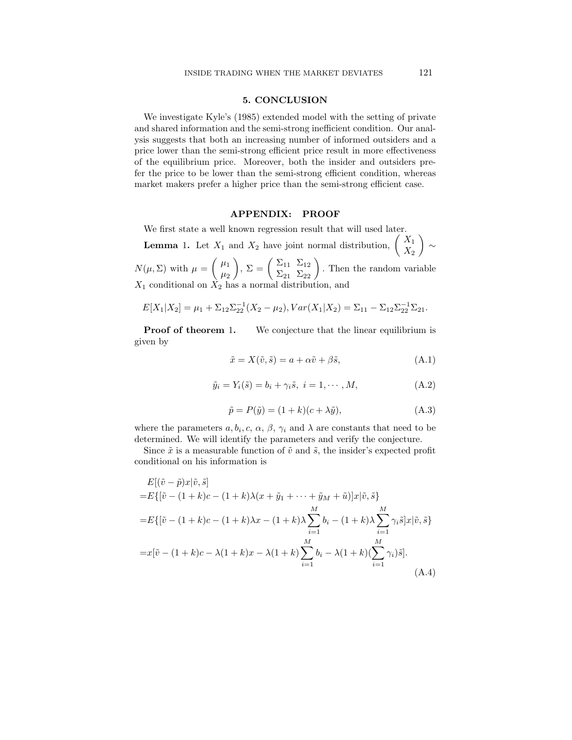## 5. CONCLUSION

We investigate Kyle's (1985) extended model with the setting of private and shared information and the semi-strong inefficient condition. Our analysis suggests that both an increasing number of informed outsiders and a price lower than the semi-strong efficient price result in more effectiveness of the equilibrium price. Moreover, both the insider and outsiders prefer the price to be lower than the semi-strong efficient condition, whereas market makers prefer a higher price than the semi-strong efficient case.

## APPENDIX: PROOF

We first state a well known regression result that will used later.

**Lemma 1.** Let $X_1$ and $X_2$ have joint normal distribution, $\begin{pmatrix} X_1 \\ X_2 \end{pmatrix} \sim N(\mu, \Sigma)$ with $\mu = \begin{pmatrix} \mu_1 \\ \mu_2 \end{pmatrix}$, $\Sigma = \begin{pmatrix} \Sigma_{11} & \Sigma_{12} \\ \Sigma_{21} & \Sigma_{22} \end{pmatrix}$. Then the random variable $X_1$ conditional on $X_2$ has a normal distribution, and

$$E[X_1|X_2] = \mu_1 + \Sigma_{12}\Sigma_{22}^{-1}(X_2 - \mu_2), Var(X_1|X_2) = \Sigma_{11} - \Sigma_{12}\Sigma_{22}^{-1}\Sigma_{21}.$$

**Proof of theorem 1.** We conjecture that the linear equilibrium is given by

$$\tilde{x} = X(\tilde{v}, \tilde{s}) = a + \alpha\tilde{v} + \beta\tilde{s}, \tag{A.1}$$

$$\tilde{y}_i = Y_i(\tilde{s}) = b_i + \gamma_i\tilde{s}, \ i = 1, \cdots, M, \tag{A.2}$$

$$\tilde{p} = P(\tilde{y}) = (1+k)(c + \lambda\tilde{y}), \tag{A.3}$$

where the parameters $a, b_i, c, \alpha, \beta, \gamma_i$ and $\lambda$ are constants that need to be determined. We will identify the parameters and verify the conjecture.

Since $\tilde{x}$ is a measurable function of $\tilde{v}$ and $\tilde{s}$, the insider's expected profit conditional on his information is

$$\begin{aligned}
&E[(\tilde{v} - \tilde{p})x|\tilde{v}, \tilde{s}] \\
=&E\{[\tilde{v} - (1+k)c - (1+k)\lambda(x + \tilde{y}_1 + \cdots + \tilde{y}_M + \tilde{u})]x|\tilde{v}, \tilde{s}\} \\
=&E\{[\tilde{v} - (1+k)c - (1+k)\lambda x - (1+k)\lambda\sum_{i=1}^{M} b_i - (1+k)\lambda\sum_{i=1}^{M}\gamma_i\tilde{s}]x|\tilde{v}, \tilde{s}\} \\
=&x[\tilde{v} - (1+k)c - \lambda(1+k)x - \lambda(1+k)\sum_{i=1}^{M} b_i - \lambda(1+k)(\sum_{i=1}^{M}\gamma_i)\tilde{s}].
\end{aligned} \tag{A.4}$$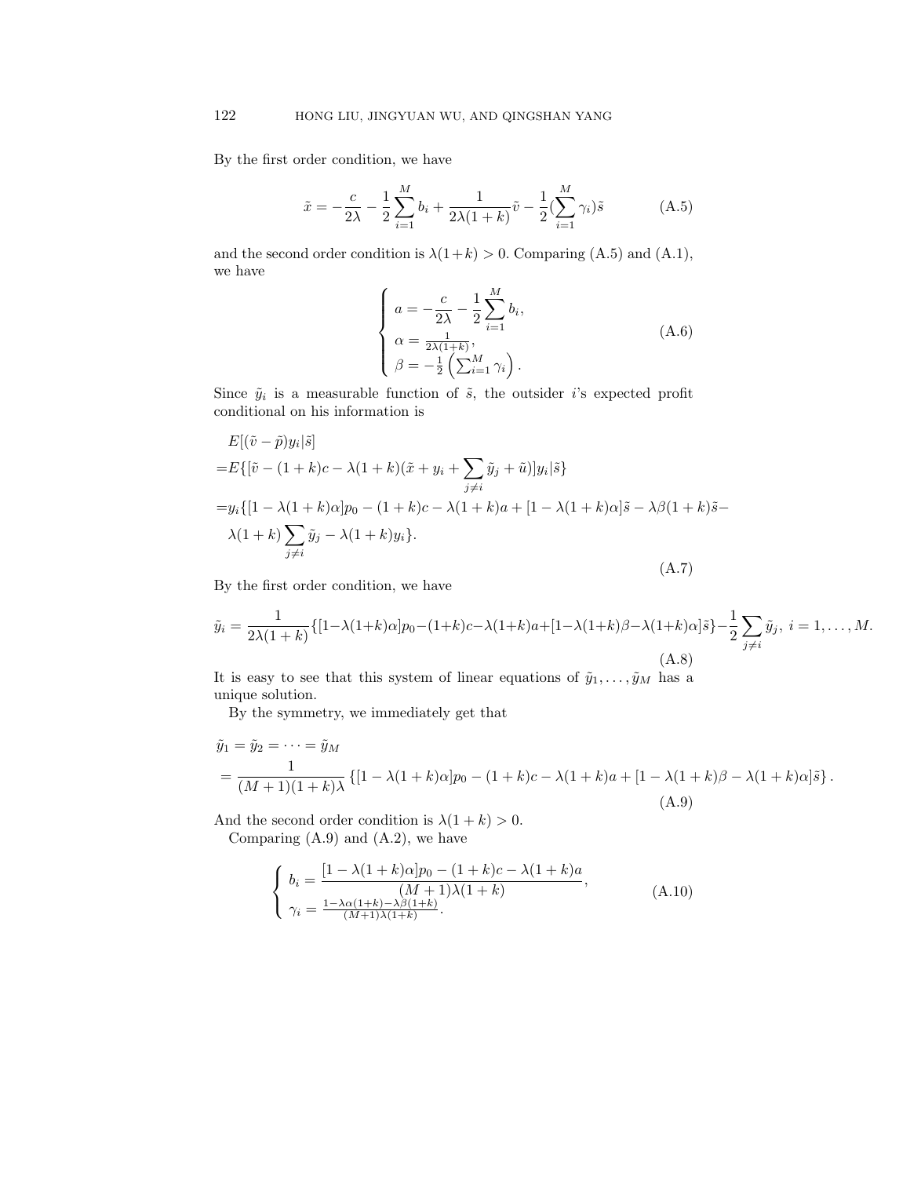By the first order condition, we have

$$\tilde{x} = -\frac{c}{2\lambda} - \frac{1}{2}\sum_{i=1}^{M} b_i + \frac{1}{2\lambda(1+k)}\tilde{v} - \frac{1}{2}(\sum_{i=1}^{M}\gamma_i)\tilde{s} \tag{A.5}$$

and the second order condition is $\lambda(1+k) > 0$. Comparing (A.5) and (A.1), we have

$$\begin{cases} a = -\dfrac{c}{2\lambda} - \dfrac{1}{2}\displaystyle\sum_{i=1}^{M} b_i, \\ \alpha = \frac{1}{2\lambda(1+k)}, \\ \beta = -\frac{1}{2}\left(\sum_{i=1}^{M}\gamma_i\right). \end{cases} \tag{A.6}$$

Since $\tilde{y}_i$ is a measurable function of $\tilde{s}$, the outsider $i$'s expected profit conditional on his information is

$$\begin{aligned} & E[(\tilde{v} - \tilde{p})y_i|\tilde{s}] \\ =& E\{[\tilde{v} - (1+k)c - \lambda(1+k)(\tilde{x} + y_i + \sum_{j\neq i}\tilde{y}_j + \tilde{u})]y_i|\tilde{s}\} \\ =& y_i\{[1-\lambda(1+k)\alpha]p_0 - (1+k)c - \lambda(1+k)a + [1-\lambda(1+k)\alpha]\tilde{s} - \lambda\beta(1+k)\tilde{s} - \\ & \lambda(1+k)\sum_{j\neq i}\tilde{y}_j - \lambda(1+k)y_i\}. \end{aligned} \tag{A.7}$$

By the first order condition, we have

$$\tilde{y}_i = \frac{1}{2\lambda(1+k)}\{[1-\lambda(1+k)\alpha]p_0 - (1+k)c - \lambda(1+k)a + [1-\lambda(1+k)\beta - \lambda(1+k)\alpha]\tilde{s}\} - \frac{1}{2}\sum_{j\neq i}\tilde{y}_j,\ i = 1,\ldots,M. \tag{A.8}$$

It is easy to see that this system of linear equations of $\tilde{y}_1,\ldots,\tilde{y}_M$ has a unique solution.

By the symmetry, we immediately get that

$$\begin{aligned} & \tilde{y}_1 = \tilde{y}_2 = \cdots = \tilde{y}_M \\ & = \frac{1}{(M+1)(1+k)\lambda}\{[1-\lambda(1+k)\alpha]p_0 - (1+k)c - \lambda(1+k)a + [1-\lambda(1+k)\beta - \lambda(1+k)\alpha]\tilde{s}\}. \end{aligned} \tag{A.9}$$

And the second order condition is $\lambda(1+k) > 0$.

Comparing (A.9) and (A.2), we have

$$\begin{cases} b_i = \dfrac{[1-\lambda(1+k)\alpha]p_0 - (1+k)c - \lambda(1+k)a}{(M+1)\lambda(1+k)}, \\ \gamma_i = \frac{1-\lambda\alpha(1+k)-\lambda\beta(1+k)}{(M+1)\lambda(1+k)}. \end{cases} \tag{A.10}$$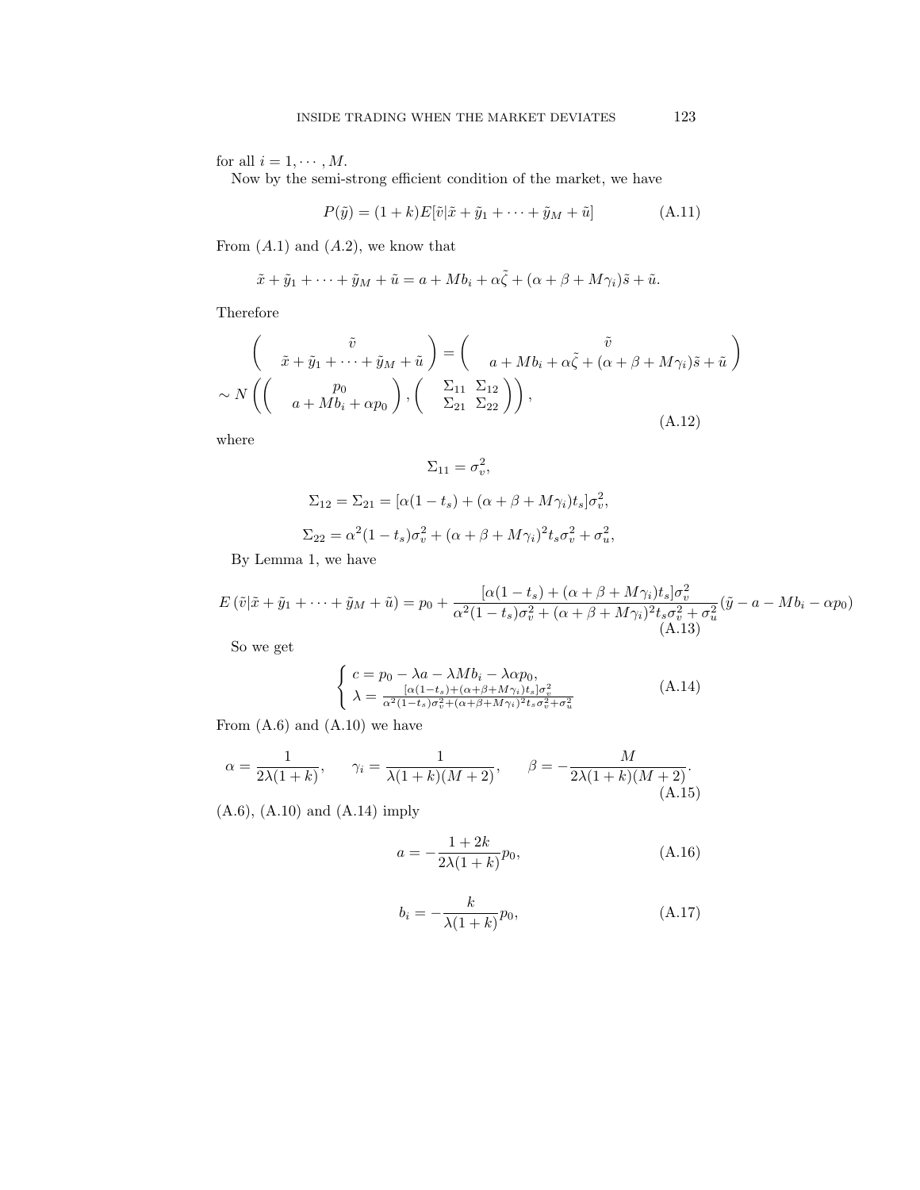for all $i = 1, \cdots, M$.

Now by the semi-strong efficient condition of the market, we have

$$P(\tilde{y}) = (1+k)E[\tilde{v}|\tilde{x} + \tilde{y}_1 + \cdots + \tilde{y}_M + \tilde{u}] \tag{A.11}$$

From $(A.1)$ and $(A.2)$, we know that

$$\tilde{x} + \tilde{y}_1 + \cdots + \tilde{y}_M + \tilde{u} = a + Mb_i + \alpha\tilde{\zeta} + (\alpha + \beta + M\gamma_i)\tilde{s} + \tilde{u}.$$

Therefore

$$\begin{pmatrix} \tilde{v} \\ \tilde{x} + \tilde{y}_1 + \cdots + \tilde{y}_M + \tilde{u} \end{pmatrix} = \begin{pmatrix} \tilde{v} \\ a + Mb_i + \alpha\tilde{\zeta} + (\alpha + \beta + M\gamma_i)\tilde{s} + \tilde{u} \end{pmatrix}$$
$$\sim N\left( \begin{pmatrix} p_0 \\ a + Mb_i + \alpha p_0 \end{pmatrix}, \begin{pmatrix} \Sigma_{11} & \Sigma_{12} \\ \Sigma_{21} & \Sigma_{22} \end{pmatrix} \right), \tag{A.12}$$

where

$$\Sigma_{11} = \sigma_v^2,$$

$$\Sigma_{12} = \Sigma_{21} = [\alpha(1-t_s) + (\alpha + \beta + M\gamma_i)t_s]\sigma_v^2,$$

$$\Sigma_{22} = \alpha^2(1-t_s)\sigma_v^2 + (\alpha + \beta + M\gamma_i)^2 t_s \sigma_v^2 + \sigma_u^2,$$

By Lemma 1, we have

$$E\left(\tilde{v}|\tilde{x} + \tilde{y}_1 + \cdots + \tilde{y}_M + \tilde{u}\right) = p_0 + \frac{[\alpha(1-t_s) + (\alpha + \beta + M\gamma_i)t_s]\sigma_v^2}{\alpha^2(1-t_s)\sigma_v^2 + (\alpha + \beta + M\gamma_i)^2 t_s \sigma_v^2 + \sigma_u^2}(\tilde{y} - a - Mb_i - \alpha p_0) \tag{A.13}$$

So we get

$$\begin{cases} c = p_0 - \lambda a - \lambda M b_i - \lambda \alpha p_0, \\ \lambda = \frac{[\alpha(1-t_s) + (\alpha + \beta + M\gamma_i)t_s]\sigma_v^2}{\alpha^2(1-t_s)\sigma_v^2 + (\alpha + \beta + M\gamma_i)^2 t_s \sigma_v^2 + \sigma_u^2} \end{cases} \tag{A.14}$$

From (A.6) and (A.10) we have

$$\alpha = \frac{1}{2\lambda(1+k)}, \qquad \gamma_i = \frac{1}{\lambda(1+k)(M+2)}, \qquad \beta = -\frac{M}{2\lambda(1+k)(M+2)}. \tag{A.15}$$

(A.6), (A.10) and (A.14) imply

$$a = -\frac{1+2k}{2\lambda(1+k)}p_0, \tag{A.16}$$

$$b_i = -\frac{k}{\lambda(1+k)}p_0, \tag{A.17}$$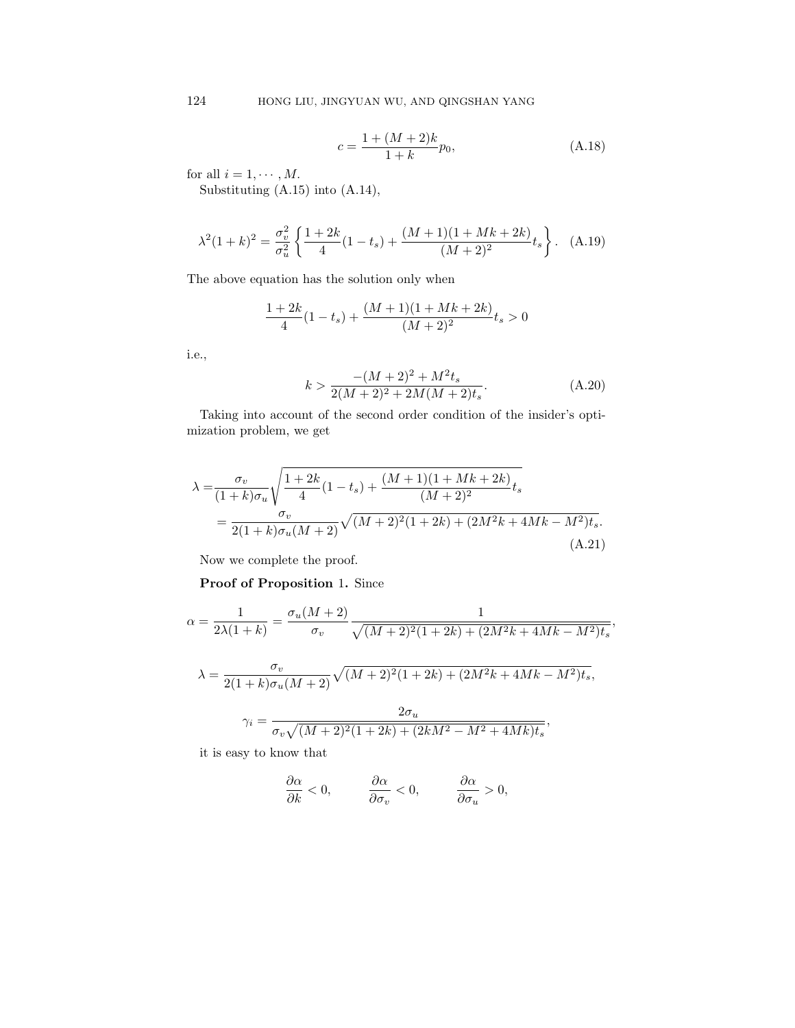$$c = \frac{1 + (M+2)k}{1+k} p_0, \tag{A.18}$$

for all $i = 1, \cdots, M$.

Substituting (A.15) into (A.14),

$$\lambda^2 (1+k)^2 = \frac{\sigma_v^2}{\sigma_u^2} \left\{ \frac{1+2k}{4}(1-t_s) + \frac{(M+1)(1+Mk+2k)}{(M+2)^2} t_s \right\}. \tag{A.19}$$

The above equation has the solution only when

$$\frac{1+2k}{4}(1-t_s) + \frac{(M+1)(1+Mk+2k)}{(M+2)^2} t_s > 0$$

i.e.,

$$k > \frac{-(M+2)^2 + M^2 t_s}{2(M+2)^2 + 2M(M+2)t_s}. \tag{A.20}$$

Taking into account of the second order condition of the insider's optimization problem, we get

$$\begin{aligned}
\lambda =& \frac{\sigma_v}{(1+k)\sigma_u} \sqrt{\frac{1+2k}{4}(1-t_s) + \frac{(M+1)(1+Mk+2k)}{(M+2)^2} t_s} \\
=& \frac{\sigma_v}{2(1+k)\sigma_u (M+2)} \sqrt{(M+2)^2(1+2k) + (2M^2k + 4Mk - M^2)t_s}.
\end{aligned} \tag{A.21}$$

Now we complete the proof.

**Proof of Proposition 1.** Since

$$\alpha = \frac{1}{2\lambda(1+k)} = \frac{\sigma_u (M+2)}{\sigma_v} \frac{1}{\sqrt{(M+2)^2(1+2k) + (2M^2k + 4Mk - M^2)t_s}},$$

$$\lambda = \frac{\sigma_v}{2(1+k)\sigma_u(M+2)} \sqrt{(M+2)^2(1+2k) + (2M^2k + 4Mk - M^2)t_s},$$

$$\gamma_i = \frac{2\sigma_u}{\sigma_v \sqrt{(M+2)^2(1+2k) + (2kM^2 - M^2 + 4Mk)t_s}},$$

it is easy to know that

$$\frac{\partial \alpha}{\partial k} < 0, \qquad \frac{\partial \alpha}{\partial \sigma_v} < 0, \qquad \frac{\partial \alpha}{\partial \sigma_u} > 0,$$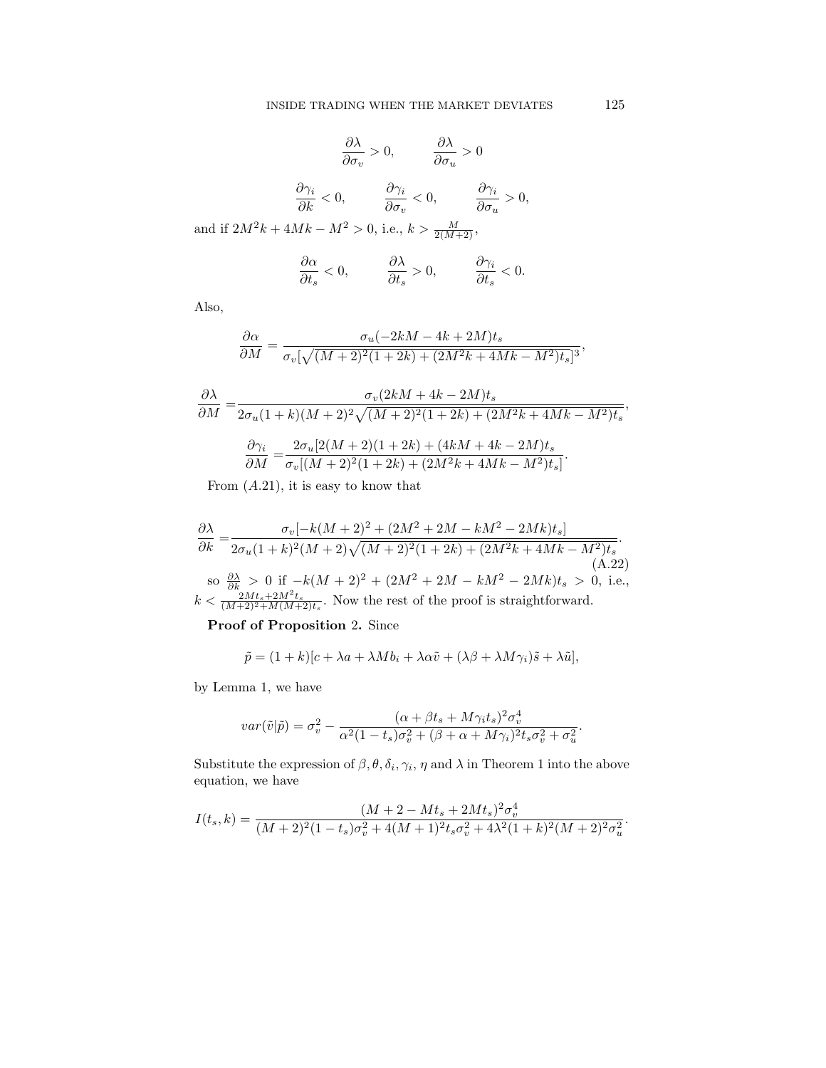$$\frac{\partial \lambda}{\partial \sigma_v} > 0, \qquad \frac{\partial \lambda}{\partial \sigma_u} > 0$$

$$\frac{\partial \gamma_i}{\partial k} < 0, \qquad \frac{\partial \gamma_i}{\partial \sigma_v} < 0, \qquad \frac{\partial \gamma_i}{\partial \sigma_u} > 0,$$

and if $2M^2k + 4Mk - M^2 > 0$, i.e., $k > \frac{M}{2(M+2)}$,

$$\frac{\partial \alpha}{\partial t_s} < 0, \qquad \frac{\partial \lambda}{\partial t_s} > 0, \qquad \frac{\partial \gamma_i}{\partial t_s} < 0.$$

Also,

$$\frac{\partial \alpha}{\partial M} = \frac{\sigma_u(-2kM - 4k + 2M)t_s}{\sigma_v[\sqrt{(M+2)^2(1+2k) + (2M^2k + 4Mk - M^2)t_s}]^3},$$

$$\frac{\partial \lambda}{\partial M} = \frac{\sigma_v(2kM + 4k - 2M)t_s}{2\sigma_u(1+k)(M+2)^2\sqrt{(M+2)^2(1+2k) + (2M^2k + 4Mk - M^2)t_s}},$$

$$\frac{\partial \gamma_i}{\partial M} = \frac{2\sigma_u[2(M+2)(1+2k) + (4kM + 4k - 2M)t_s}{\sigma_v[(M+2)^2(1+2k) + (2M^2k + 4Mk - M^2)t_s]}.$$

From $(A.21)$, it is easy to know that

$$\frac{\partial \lambda}{\partial k} = \frac{\sigma_v[-k(M+2)^2 + (2M^2 + 2M - kM^2 - 2Mk)t_s]}{2\sigma_u(1+k)^2(M+2)\sqrt{(M+2)^2(1+2k) + (2M^2k + 4Mk - M^2)t_s}}. \tag{A.22}$$

so $\frac{\partial \lambda}{\partial k} > 0$ if $-k(M+2)^2 + (2M^2 + 2M - kM^2 - 2Mk)t_s > 0$, i.e., $k < \frac{2Mt_s + 2M^2t_s}{(M+2)^2 + M(M+2)t_s}$. Now the rest of the proof is straightforward.

**Proof of Proposition** 2. Since

$$\tilde{p} = (1+k)[c + \lambda a + \lambda M b_i + \lambda \alpha \tilde{v} + (\lambda \beta + \lambda M \gamma_i)\tilde{s} + \lambda \tilde{u}],$$

by Lemma 1, we have

$$var(\tilde{v}|\tilde{p}) = \sigma_v^2 - \frac{(\alpha + \beta t_s + M\gamma_i t_s)^2 \sigma_v^4}{\alpha^2(1-t_s)\sigma_v^2 + (\beta + \alpha + M\gamma_i)^2 t_s \sigma_v^2 + \sigma_u^2}.$$

Substitute the expression of $\beta, \theta, \delta_i, \gamma_i, \eta$ and $\lambda$ in Theorem 1 into the above equation, we have

$$I(t_s, k) = \frac{(M + 2 - Mt_s + 2Mt_s)^2 \sigma_v^4}{(M+2)^2(1-t_s)\sigma_v^2 + 4(M+1)^2 t_s \sigma_v^2 + 4\lambda^2(1+k)^2(M+2)^2\sigma_u^2}.$$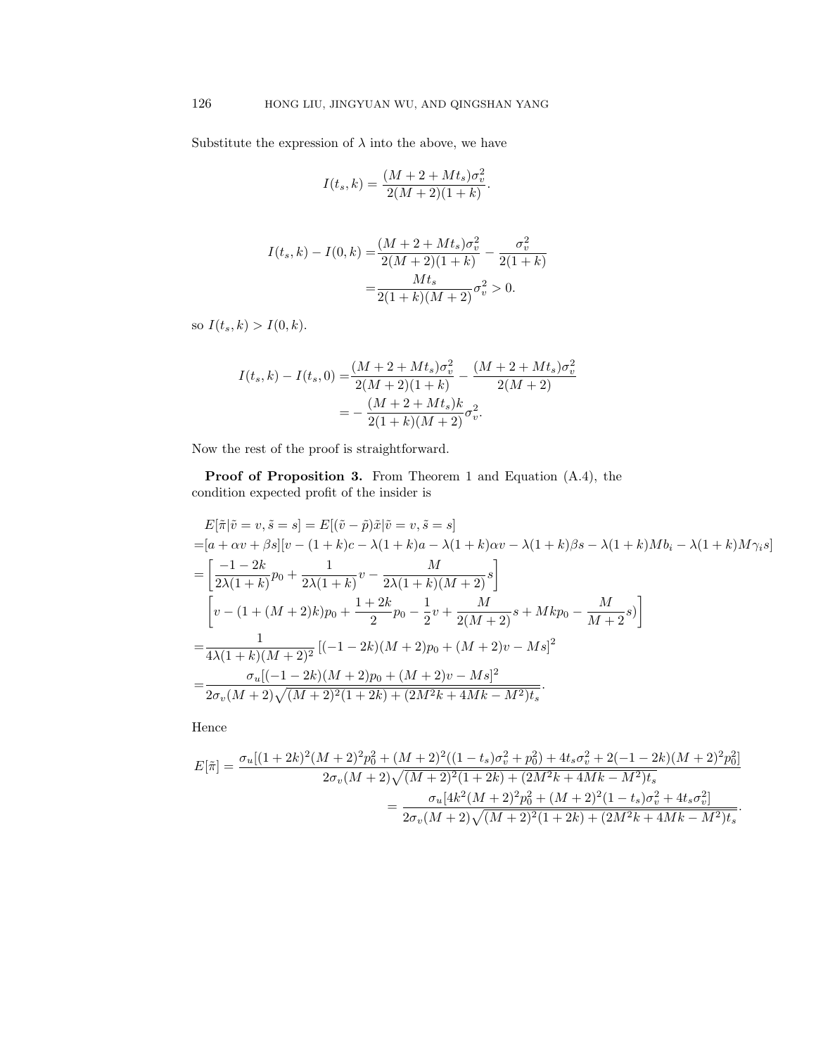Substitute the expression of $\lambda$ into the above, we have

$$I(t_s, k) = \frac{(M + 2 + Mt_s)\sigma_v^2}{2(M + 2)(1 + k)}.$$

$$\begin{aligned} I(t_s, k) - I(0, k) =& \frac{(M + 2 + Mt_s)\sigma_v^2}{2(M + 2)(1 + k)} - \frac{\sigma_v^2}{2(1 + k)} \\ =& \frac{Mt_s}{2(1 + k)(M + 2)}\sigma_v^2 > 0. \end{aligned}$$

so $I(t_s, k) > I(0, k)$.

$$\begin{aligned} I(t_s, k) - I(t_s, 0) =& \frac{(M + 2 + Mt_s)\sigma_v^2}{2(M + 2)(1 + k)} - \frac{(M + 2 + Mt_s)\sigma_v^2}{2(M + 2)} \\ =& -\frac{(M + 2 + Mt_s)k}{2(1 + k)(M + 2)}\sigma_v^2. \end{aligned}$$

Now the rest of the proof is straightforward.

**Proof of Proposition 3.** From Theorem 1 and Equation (A.4), the condition expected profit of the insider is

$$\begin{aligned} & E[\tilde{\pi}|\tilde{v} = v, \tilde{s} = s] = E[(\tilde{v} - \tilde{p})\tilde{x}|\tilde{v} = v, \tilde{s} = s] \\ =& [a + \alpha v + \beta s][v - (1 + k)c - \lambda(1 + k)a - \lambda(1 + k)\alpha v - \lambda(1 + k)\beta s - \lambda(1 + k)Mb_i - \lambda(1 + k)M\gamma_i s] \\ =& \left[\frac{-1 - 2k}{2\lambda(1 + k)}p_0 + \frac{1}{2\lambda(1 + k)}v - \frac{M}{2\lambda(1 + k)(M + 2)}s\right] \\ & \left[v - (1 + (M + 2)k)p_0 + \frac{1 + 2k}{2}p_0 - \frac{1}{2}v + \frac{M}{2(M + 2)}s + Mkp_0 - \frac{M}{M + 2}s)\right] \\ =& \frac{1}{4\lambda(1 + k)(M + 2)^2}\left[(-1 - 2k)(M + 2)p_0 + (M + 2)v - Ms\right]^2 \\ =& \frac{\sigma_u[(-1 - 2k)(M + 2)p_0 + (M + 2)v - Ms]^2}{2\sigma_v(M + 2)\sqrt{(M + 2)^2(1 + 2k) + (2M^2k + 4Mk - M^2)t_s}}. \end{aligned}$$

Hence

$$\begin{aligned} E[\tilde{\pi}] =& \frac{\sigma_u[(1 + 2k)^2(M + 2)^2p_0^2 + (M + 2)^2((1 - t_s)\sigma_v^2 + p_0^2) + 4t_s\sigma_v^2 + 2(-1 - 2k)(M + 2)^2p_0^2]}{2\sigma_v(M + 2)\sqrt{(M + 2)^2(1 + 2k) + (2M^2k + 4Mk - M^2)t_s}} \\ =& \frac{\sigma_u[4k^2(M + 2)^2p_0^2 + (M + 2)^2(1 - t_s)\sigma_v^2 + 4t_s\sigma_v^2]}{2\sigma_v(M + 2)\sqrt{(M + 2)^2(1 + 2k) + (2M^2k + 4Mk - M^2)t_s}}. \end{aligned}$$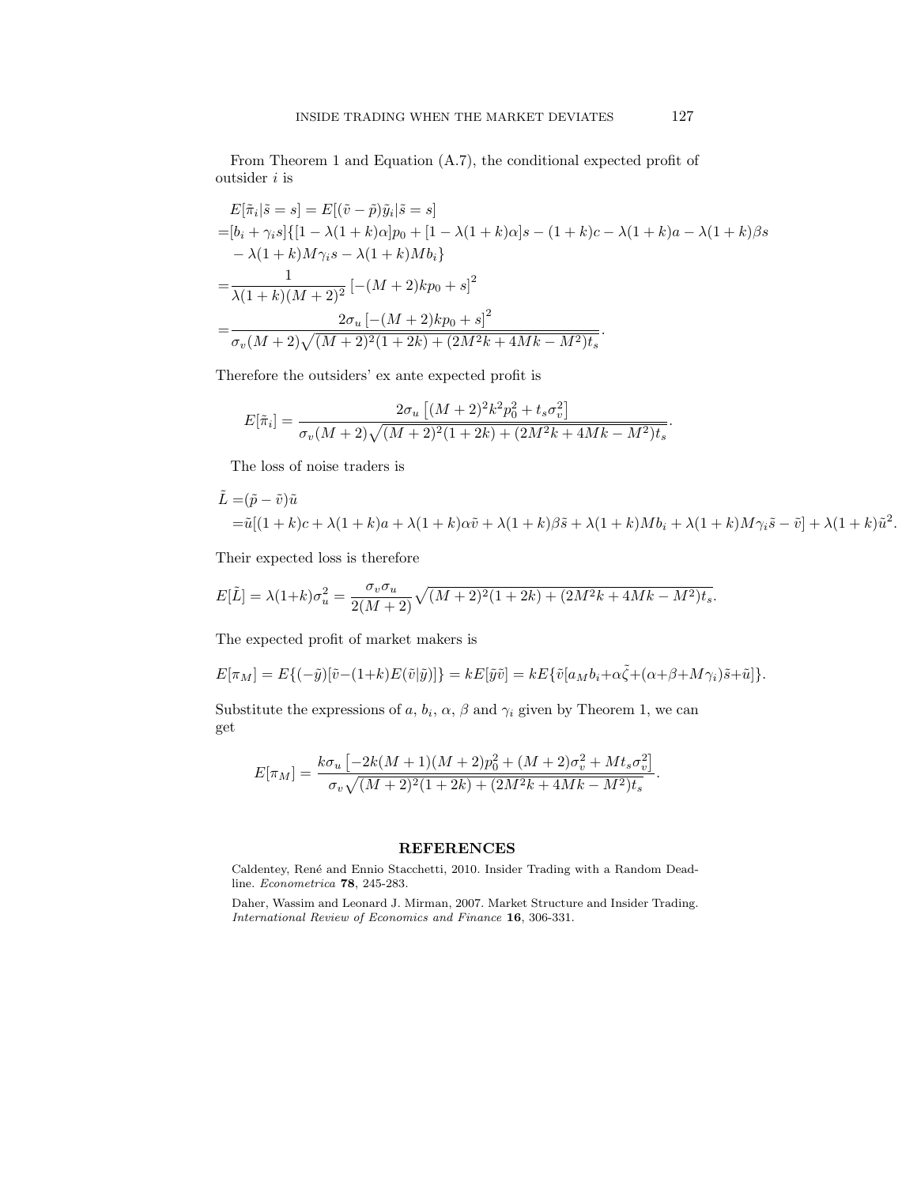From Theorem 1 and Equation (A.7), the conditional expected profit of outsider $i$ is

$$
\begin{aligned}
&E[\tilde{\pi}_i|\tilde{s}=s] = E[(\tilde{v}-\tilde{p})\tilde{y}_i|\tilde{s}=s] \\
=&[b_i+\gamma_i s]\{[1-\lambda(1+k)\alpha]p_0+[1-\lambda(1+k)\alpha]s-(1+k)c-\lambda(1+k)a-\lambda(1+k)\beta s \\
&-\lambda(1+k)M\gamma_i s-\lambda(1+k)Mb_i\} \\
=&\frac{1}{\lambda(1+k)(M+2)^2}\left[-(M+2)kp_0+s\right]^2 \\
=&\frac{2\sigma_u\left[-(M+2)kp_0+s\right]^2}{\sigma_v(M+2)\sqrt{(M+2)^2(1+2k)+(2M^2k+4Mk-M^2)t_s}}.
\end{aligned}
$$

Therefore the outsiders' ex ante expected profit is

$$
E[\tilde{\pi}_i] = \frac{2\sigma_u\left[(M+2)^2k^2p_0^2+t_s\sigma_v^2\right]}{\sigma_v(M+2)\sqrt{(M+2)^2(1+2k)+(2M^2k+4Mk-M^2)t_s}}.
$$

The loss of noise traders is

$$
\begin{aligned}
\tilde{L} =&(\tilde{p}-\tilde{v})\tilde{u} \\
=&\tilde{u}[(1+k)c+\lambda(1+k)a+\lambda(1+k)\alpha\tilde{v}+\lambda(1+k)\beta\tilde{s}+\lambda(1+k)Mb_i+\lambda(1+k)M\gamma_i\tilde{s}-\tilde{v}]+\lambda(1+k)\tilde{u}^2.
\end{aligned}
$$

Their expected loss is therefore

$$
E[\tilde{L}] = \lambda(1+k)\sigma_u^2 = \frac{\sigma_v\sigma_u}{2(M+2)}\sqrt{(M+2)^2(1+2k)+(2M^2k+4Mk-M^2)t_s}.
$$

The expected profit of market makers is

$$
E[\pi_M] = E\{(-\tilde{y})[\tilde{v}-(1+k)E(\tilde{v}|\tilde{y})]\} = kE[\tilde{y}\tilde{v}] = kE\{\tilde{v}[a_Mb_i+\alpha\tilde{\zeta}+(\alpha+\beta+M\gamma_i)\tilde{s}+\tilde{u}]\}.
$$

Substitute the expressions of $a$, $b_i$, $\alpha$, $\beta$ and $\gamma_i$ given by Theorem 1, we can get

$$
E[\pi_M] = \frac{k\sigma_u\left[-2k(M+1)(M+2)p_0^2+(M+2)\sigma_v^2+Mt_s\sigma_v^2\right]}{\sigma_v\sqrt{(M+2)^2(1+2k)+(2M^2k+4Mk-M^2)t_s}}.
$$

## REFERENCES

Caldentey, René and Ennio Stacchetti, 2010. Insider Trading with a Random Deadline. *Econometrica* **78**, 245-283.

Daher, Wassim and Leonard J. Mirman, 2007. Market Structure and Insider Trading. *International Review of Economics and Finance* **16**, 306-331.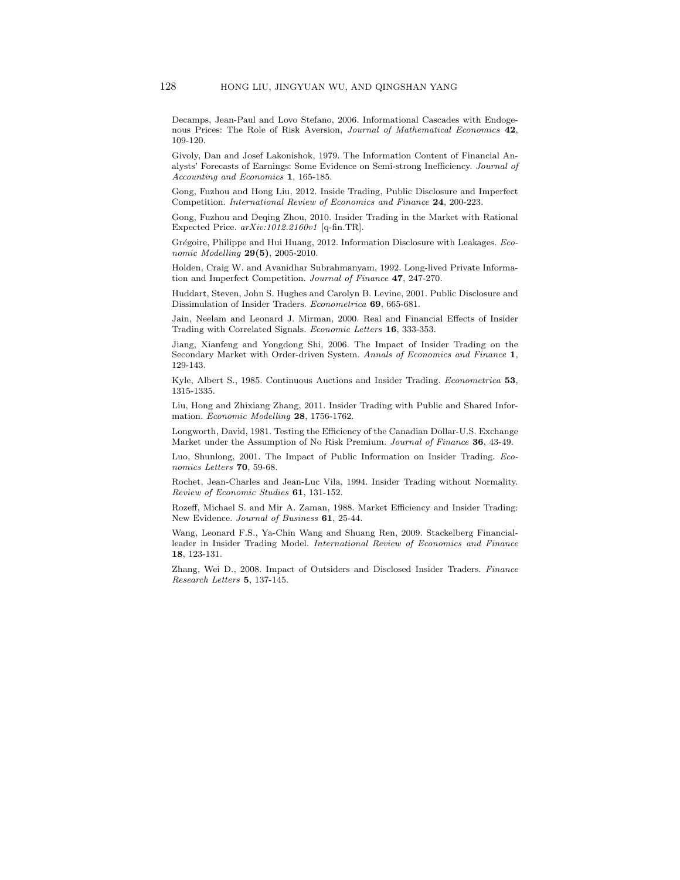Decamps, Jean-Paul and Lovo Stefano, 2006. Informational Cascades with Endogenous Prices: The Role of Risk Aversion, *Journal of Mathematical Economics* **42**, 109-120.

Givoly, Dan and Josef Lakonishok, 1979. The Information Content of Financial Analysts' Forecasts of Earnings: Some Evidence on Semi-strong Inefficiency. *Journal of Accounting and Economics* **1**, 165-185.

Gong, Fuzhou and Hong Liu, 2012. Inside Trading, Public Disclosure and Imperfect Competition. *International Review of Economics and Finance* **24**, 200-223.

Gong, Fuzhou and Deqing Zhou, 2010. Insider Trading in the Market with Rational Expected Price. *arXiv:1012.2160v1* [q-fin.TR].

Grégoire, Philippe and Hui Huang, 2012. Information Disclosure with Leakages. *Economic Modelling* **29(5)**, 2005-2010.

Holden, Craig W. and Avanidhar Subrahmanyam, 1992. Long-lived Private Information and Imperfect Competition. *Journal of Finance* **47**, 247-270.

Huddart, Steven, John S. Hughes and Carolyn B. Levine, 2001. Public Disclosure and Dissimulation of Insider Traders. *Econometrica* **69**, 665-681.

Jain, Neelam and Leonard J. Mirman, 2000. Real and Financial Effects of Insider Trading with Correlated Signals. *Economic Letters* **16**, 333-353.

Jiang, Xianfeng and Yongdong Shi, 2006. The Impact of Insider Trading on the Secondary Market with Order-driven System. *Annals of Economics and Finance* **1**, 129-143.

Kyle, Albert S., 1985. Continuous Auctions and Insider Trading. *Econometrica* **53**, 1315-1335.

Liu, Hong and Zhixiang Zhang, 2011. Insider Trading with Public and Shared Information. *Economic Modelling* **28**, 1756-1762.

Longworth, David, 1981. Testing the Efficiency of the Canadian Dollar-U.S. Exchange Market under the Assumption of No Risk Premium. *Journal of Finance* **36**, 43-49.

Luo, Shunlong, 2001. The Impact of Public Information on Insider Trading. *Economics Letters* **70**, 59-68.

Rochet, Jean-Charles and Jean-Luc Vila, 1994. Insider Trading without Normality. *Review of Economic Studies* **61**, 131-152.

Rozeff, Michael S. and Mir A. Zaman, 1988. Market Efficiency and Insider Trading: New Evidence. *Journal of Business* **61**, 25-44.

Wang, Leonard F.S., Ya-Chin Wang and Shuang Ren, 2009. Stackelberg Financial-leader in Insider Trading Model. *International Review of Economics and Finance* **18**, 123-131.

Zhang, Wei D., 2008. Impact of Outsiders and Disclosed Insider Traders. *Finance Research Letters* **5**, 137-145.